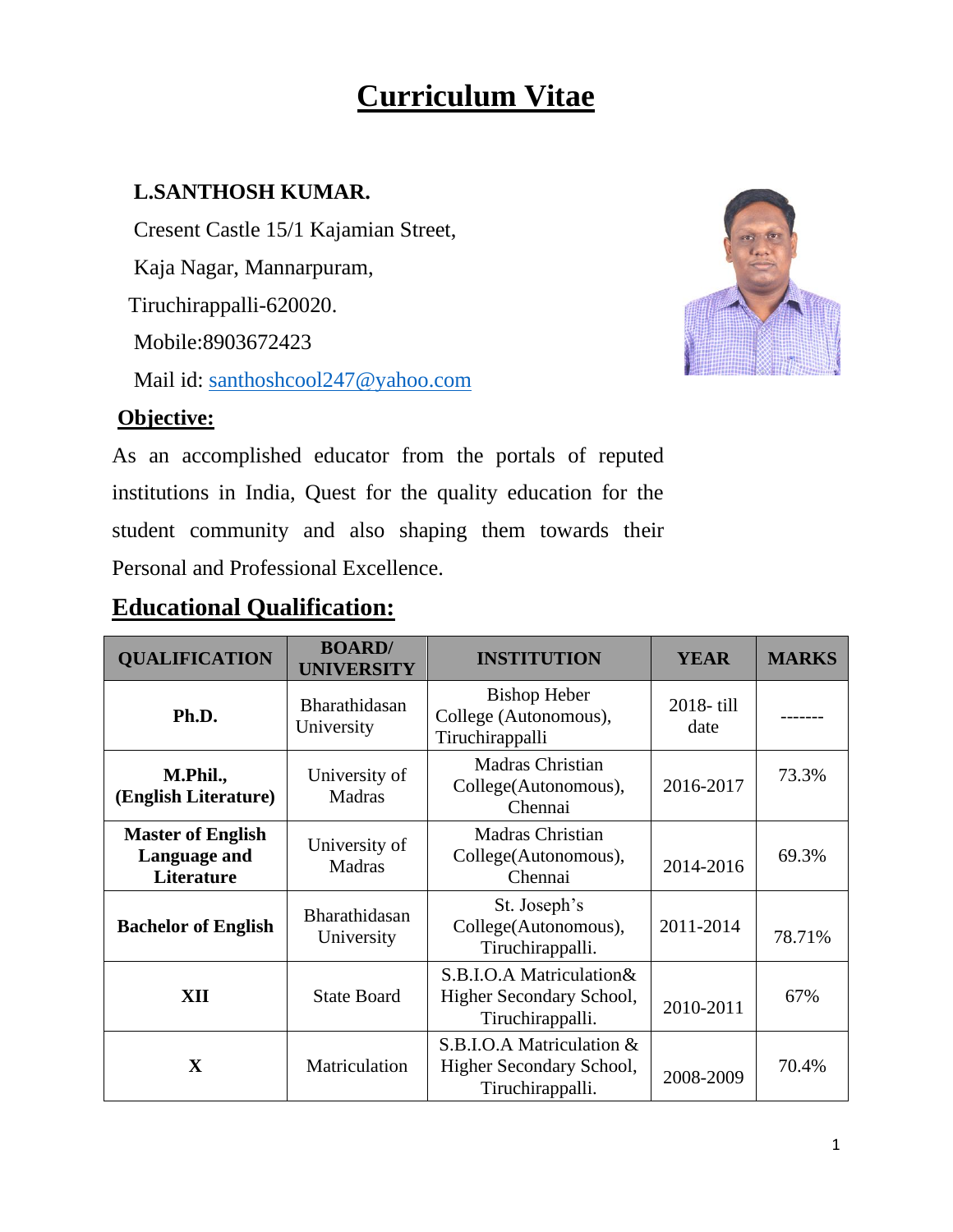# Curriculum Vitae

**L.SANTHOSH KUMAR.**

Cresent Castle 15/1 Kajamian Street,

Kaja Nagar, Mannarpuram,

Tiruchirappalli-620020.

Mobile:8903672423

Mail id: santhoshcool247@yahoo.com

## Objective:

As an accomplished educator from the portals of reputed institutions in India, Quest for the quality education for the student community and also shaping them towards their Personal and Professional Excellence.

## Educational Qualification:

| QUALIFICATION | BOARD/ UNIVERSITY | INSTITUTION | YEAR | MARKS |
|---|---|---|---|---|
| **Ph.D.** | Bharathidasan University | Bishop Heber College (Autonomous), Tiruchirappalli | 2018- till date | ------- |
| **M.Phil., (English Literature)** | University of Madras | Madras Christian College(Autonomous), Chennai | 2016-2017 | 73.3% |
| **Master of English Language and Literature** | University of Madras | Madras Christian College(Autonomous), Chennai | 2014-2016 | 69.3% |
| **Bachelor of English** | Bharathidasan University | St. Joseph's College(Autonomous), Tiruchirappalli. | 2011-2014 | 78.71% |
| **XII** | State Board | S.B.I.O.A Matriculation& Higher Secondary School, Tiruchirappalli. | 2010-2011 | 67% |
| **X** | Matriculation | S.B.I.O.A Matriculation & Higher Secondary School, Tiruchirappalli. | 2008-2009 | 70.4% |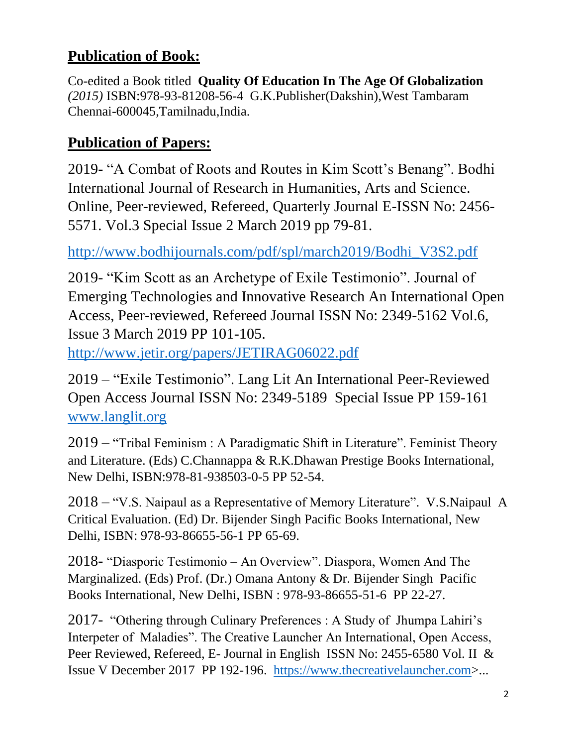## Publication of Book:

Co-edited a Book titled **Quality Of Education In The Age Of Globalization** *(2015)* ISBN:978-93-81208-56-4 G.K.Publisher(Dakshin),West Tambaram Chennai-600045,Tamilnadu,India.

## Publication of Papers:

2019- "A Combat of Roots and Routes in Kim Scott's Benang". Bodhi International Journal of Research in Humanities, Arts and Science. Online, Peer-reviewed, Refereed, Quarterly Journal E-ISSN No: 2456-5571. Vol.3 Special Issue 2 March 2019 pp 79-81.

http://www.bodhijournals.com/pdf/spl/march2019/Bodhi_V3S2.pdf

2019- "Kim Scott as an Archetype of Exile Testimonio". Journal of Emerging Technologies and Innovative Research An International Open Access, Peer-reviewed, Refereed Journal ISSN No: 2349-5162 Vol.6, Issue 3 March 2019 PP 101-105.
http://www.jetir.org/papers/JETIRAG06022.pdf

2019 – "Exile Testimonio". Lang Lit An International Peer-Reviewed Open Access Journal ISSN No: 2349-5189 Special Issue PP 159-161 www.langlit.org

2019 – "Tribal Feminism : A Paradigmatic Shift in Literature". Feminist Theory and Literature. (Eds) C.Channappa & R.K.Dhawan Prestige Books International, New Delhi, ISBN:978-81-938503-0-5 PP 52-54.

2018 – "V.S. Naipaul as a Representative of Memory Literature". V.S.Naipaul A Critical Evaluation. (Ed) Dr. Bijender Singh Pacific Books International, New Delhi, ISBN: 978-93-86655-56-1 PP 65-69.

2018- "Diasporic Testimonio – An Overview". Diaspora, Women And The Marginalized. (Eds) Prof. (Dr.) Omana Antony & Dr. Bijender Singh Pacific Books International, New Delhi, ISBN : 978-93-86655-51-6 PP 22-27.

2017- "Othering through Culinary Preferences : A Study of Jhumpa Lahiri's Interpeter of Maladies". The Creative Launcher An International, Open Access, Peer Reviewed, Refereed, E- Journal in English ISSN No: 2455-6580 Vol. II & Issue V December 2017 PP 192-196. https://www.thecreativelauncher.com>...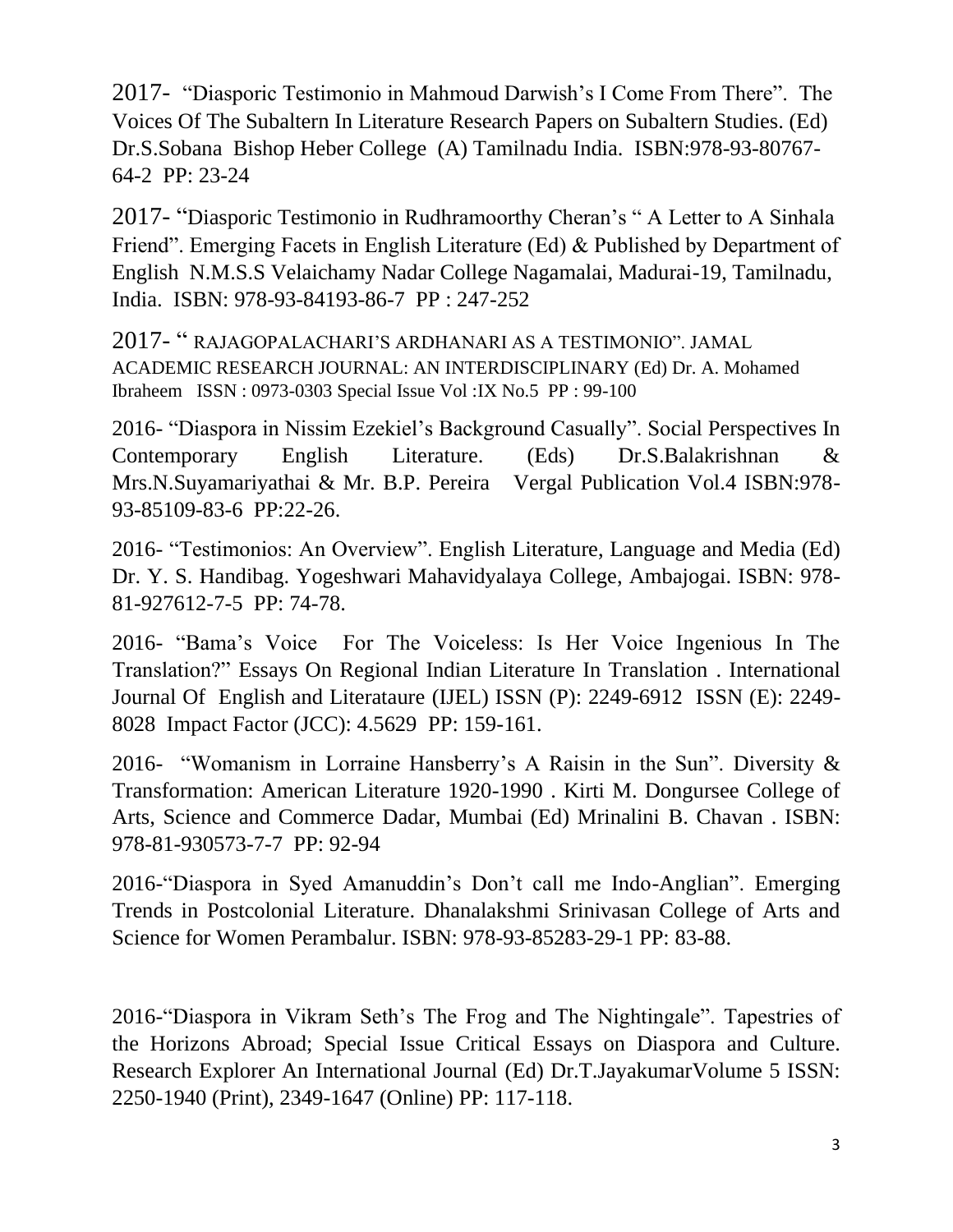2017- “Diasporic Testimonio in Mahmoud Darwish’s I Come From There”. The Voices Of The Subaltern In Literature Research Papers on Subaltern Studies. (Ed) Dr.S.Sobana Bishop Heber College (A) Tamilnadu India. ISBN:978-93-80767-64-2 PP: 23-24

2017- “Diasporic Testimonio in Rudhramoorthy Cheran’s “ A Letter to A Sinhala Friend”. Emerging Facets in English Literature (Ed) & Published by Department of English N.M.S.S Velaichamy Nadar College Nagamalai, Madurai-19, Tamilnadu, India. ISBN: 978-93-84193-86-7 PP : 247-252

2017- “ RAJAGOPALACHARI’S ARDHANARI AS A TESTIMONIO”. JAMAL ACADEMIC RESEARCH JOURNAL: AN INTERDISCIPLINARY (Ed) Dr. A. Mohamed Ibraheem ISSN : 0973-0303 Special Issue Vol :IX No.5 PP : 99-100

2016- “Diaspora in Nissim Ezekiel’s Background Casually”. Social Perspectives In Contemporary English Literature. (Eds) Dr.S.Balakrishnan & Mrs.N.Suyamariyathai & Mr. B.P. Pereira Vergal Publication Vol.4 ISBN:978-93-85109-83-6 PP:22-26.

2016- “Testimonios: An Overview”. English Literature, Language and Media (Ed) Dr. Y. S. Handibag. Yogeshwari Mahavidyalaya College, Ambajogai. ISBN: 978-81-927612-7-5 PP: 74-78.

2016- “Bama’s Voice For The Voiceless: Is Her Voice Ingenious In The Translation?” Essays On Regional Indian Literature In Translation . International Journal Of English and Literataure (IJEL) ISSN (P): 2249-6912 ISSN (E): 2249-8028 Impact Factor (JCC): 4.5629 PP: 159-161.

2016- “Womanism in Lorraine Hansberry’s A Raisin in the Sun”. Diversity & Transformation: American Literature 1920-1990 . Kirti M. Dongursee College of Arts, Science and Commerce Dadar, Mumbai (Ed) Mrinalini B. Chavan . ISBN: 978-81-930573-7-7 PP: 92-94

2016-“Diaspora in Syed Amanuddin’s Don’t call me Indo-Anglian”. Emerging Trends in Postcolonial Literature. Dhanalakshmi Srinivasan College of Arts and Science for Women Perambalur. ISBN: 978-93-85283-29-1 PP: 83-88.

2016-“Diaspora in Vikram Seth’s The Frog and The Nightingale”. Tapestries of the Horizons Abroad; Special Issue Critical Essays on Diaspora and Culture. Research Explorer An International Journal (Ed) Dr.T.JayakumarVolume 5 ISSN: 2250-1940 (Print), 2349-1647 (Online) PP: 117-118.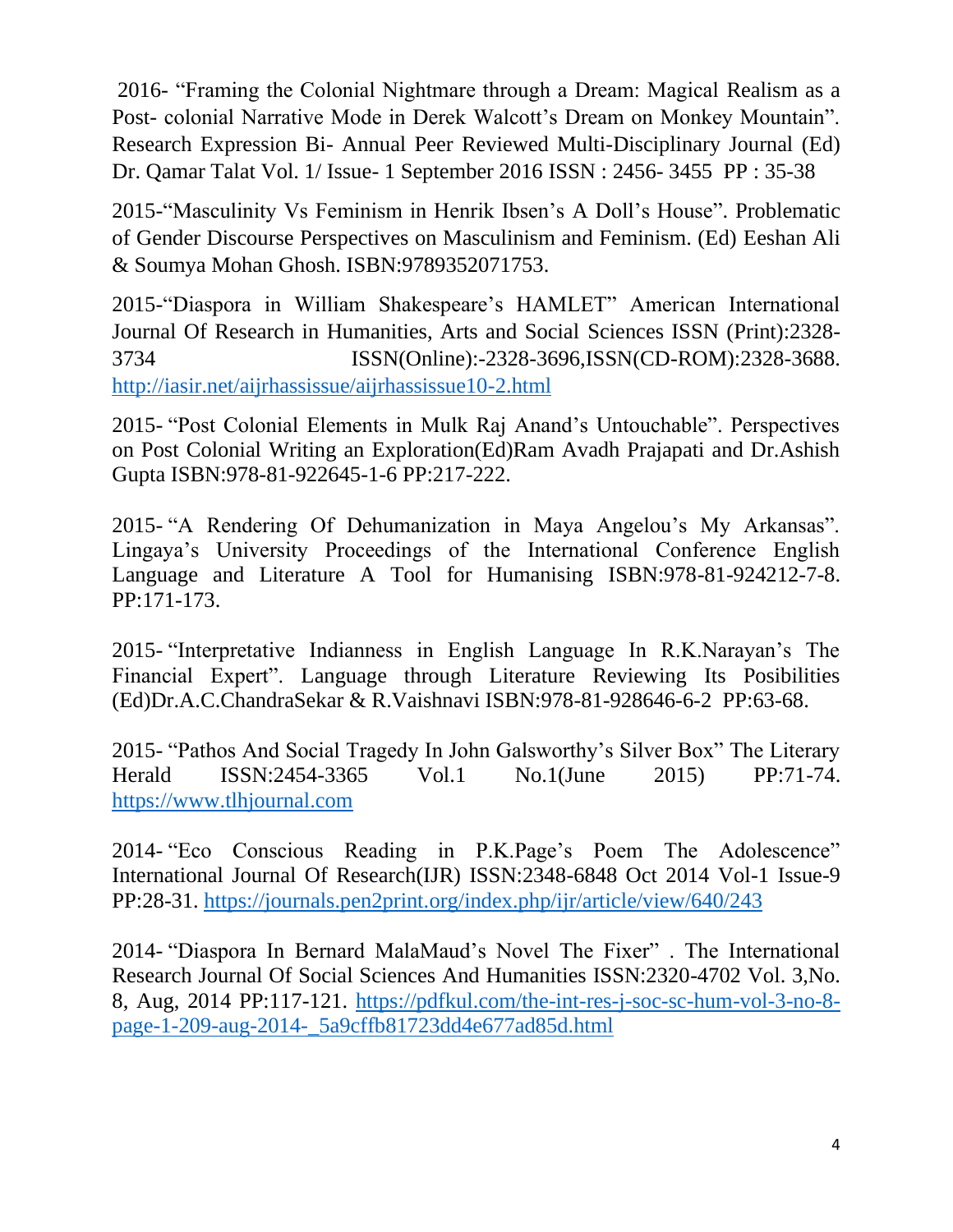2016- “Framing the Colonial Nightmare through a Dream: Magical Realism as a Post- colonial Narrative Mode in Derek Walcott’s Dream on Monkey Mountain”. Research Expression Bi- Annual Peer Reviewed Multi-Disciplinary Journal (Ed) Dr. Qamar Talat Vol. 1/ Issue- 1 September 2016 ISSN : 2456- 3455 PP : 35-38

2015-“Masculinity Vs Feminism in Henrik Ibsen’s A Doll’s House”. Problematic of Gender Discourse Perspectives on Masculinism and Feminism. (Ed) Eeshan Ali & Soumya Mohan Ghosh. ISBN:9789352071753.

2015-“Diaspora in William Shakespeare’s HAMLET” American International Journal Of Research in Humanities, Arts and Social Sciences ISSN (Print):2328-3734 ISSN(Online):-2328-3696,ISSN(CD-ROM):2328-3688. http://iasir.net/aijrhassissue/aijrhassissue10-2.html

2015- “Post Colonial Elements in Mulk Raj Anand’s Untouchable”. Perspectives on Post Colonial Writing an Exploration(Ed)Ram Avadh Prajapati and Dr.Ashish Gupta ISBN:978-81-922645-1-6 PP:217-222.

2015- “A Rendering Of Dehumanization in Maya Angelou’s My Arkansas”. Lingaya’s University Proceedings of the International Conference English Language and Literature A Tool for Humanising ISBN:978-81-924212-7-8. PP:171-173.

2015- “Interpretative Indianness in English Language In R.K.Narayan’s The Financial Expert”. Language through Literature Reviewing Its Posibilities (Ed)Dr.A.C.ChandraSekar & R.Vaishnavi ISBN:978-81-928646-6-2 PP:63-68.

2015- “Pathos And Social Tragedy In John Galsworthy’s Silver Box” The Literary Herald ISSN:2454-3365 Vol.1 No.1(June 2015) PP:71-74. https://www.tlhjournal.com

2014- “Eco Conscious Reading in P.K.Page’s Poem The Adolescence” International Journal Of Research(IJR) ISSN:2348-6848 Oct 2014 Vol-1 Issue-9 PP:28-31. https://journals.pen2print.org/index.php/ijr/article/view/640/243

2014- “Diaspora In Bernard MalaMaud’s Novel The Fixer” . The International Research Journal Of Social Sciences And Humanities ISSN:2320-4702 Vol. 3,No. 8, Aug, 2014 PP:117-121. https://pdfkul.com/the-int-res-j-soc-sc-hum-vol-3-no-8-page-1-209-aug-2014-_5a9cffb81723dd4e677ad85d.html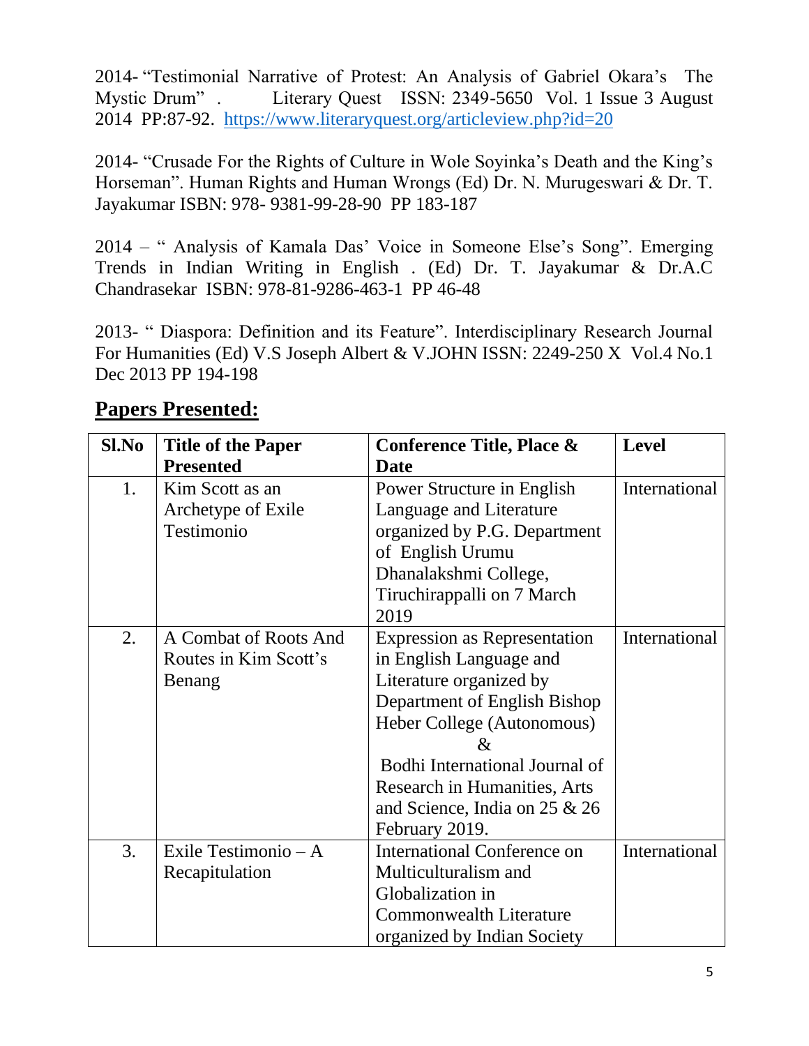2014- "Testimonial Narrative of Protest: An Analysis of Gabriel Okara's The Mystic Drum" . Literary Quest ISSN: 2349-5650 Vol. 1 Issue 3 August 2014 PP:87-92. https://www.literaryquest.org/articleview.php?id=20

2014- "Crusade For the Rights of Culture in Wole Soyinka's Death and the King's Horseman". Human Rights and Human Wrongs (Ed) Dr. N. Murugeswari & Dr. T. Jayakumar ISBN: 978- 9381-99-28-90 PP 183-187

2014 – " Analysis of Kamala Das' Voice in Someone Else's Song". Emerging Trends in Indian Writing in English . (Ed) Dr. T. Jayakumar & Dr.A.C Chandrasekar ISBN: 978-81-9286-463-1 PP 46-48

2013- " Diaspora: Definition and its Feature". Interdisciplinary Research Journal For Humanities (Ed) V.S Joseph Albert & V.JOHN ISSN: 2249-250 X Vol.4 No.1 Dec 2013 PP 194-198

## Papers Presented:

| Sl.No | Title of the Paper Presented | Conference Title, Place & Date | Level |
|---|---|---|---|
| 1. | Kim Scott as an Archetype of Exile Testimonio | Power Structure in English Language and Literature organized by P.G. Department of English Urumu Dhanalakshmi College, Tiruchirappalli on 7 March 2019 | International |
| 2. | A Combat of Roots And Routes in Kim Scott's Benang | Expression as Representation in English Language and Literature organized by Department of English Bishop Heber College (Autonomous) & Bodhi International Journal of Research in Humanities, Arts and Science, India on 25 & 26 February 2019. | International |
| 3. | Exile Testimonio – A Recapitulation | International Conference on Multiculturalism and Globalization in Commonwealth Literature organized by Indian Society | International |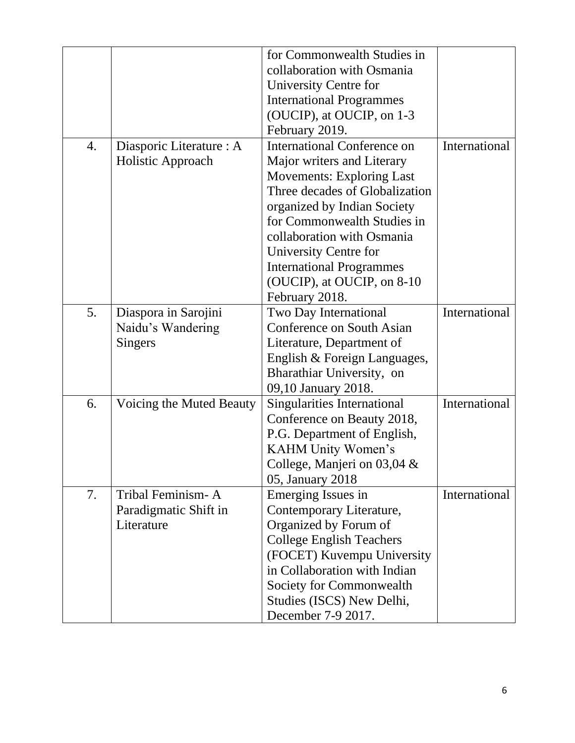|  |  |  |  |
|---|---|---|---|
|  |  | for Commonwealth Studies in collaboration with Osmania University Centre for International Programmes (OUCIP), at OUCIP, on 1-3 February 2019. |  |
| 4. | Diasporic Literature : A Holistic Approach | International Conference on Major writers and Literary Movements: Exploring Last Three decades of Globalization organized by Indian Society for Commonwealth Studies in collaboration with Osmania University Centre for International Programmes (OUCIP), at OUCIP, on 8-10 February 2018. | International |
| 5. | Diaspora in Sarojini Naidu's Wandering Singers | Two Day International Conference on South Asian Literature, Department of English & Foreign Languages, Bharathiar University, on 09,10 January 2018. | International |
| 6. | Voicing the Muted Beauty | Singularities International Conference on Beauty 2018, P.G. Department of English, KAHM Unity Women's College, Manjeri on 03,04 & 05, January 2018 | International |
| 7. | Tribal Feminism- A Paradigmatic Shift in Literature | Emerging Issues in Contemporary Literature, Organized by Forum of College English Teachers (FOCET) Kuvempu University in Collaboration with Indian Society for Commonwealth Studies (ISCS) New Delhi, December 7-9 2017. | International |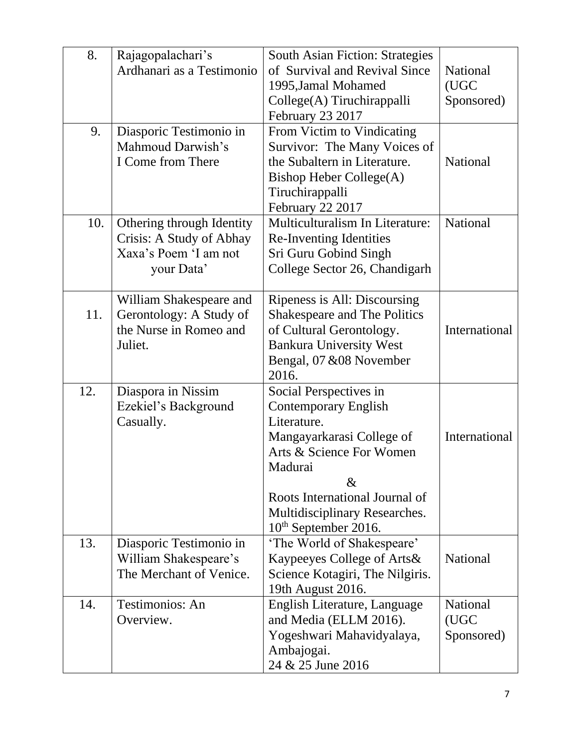| 8. | Rajagopalachari's Ardhanari as a Testimonio | South Asian Fiction: Strategies of Survival and Revival Since 1995,Jamal Mohamed College(A) Tiruchirappalli February 23 2017 | National (UGC Sponsored) |
|---|---|---|---|
| 9. | Diasporic Testimonio in Mahmoud Darwish's I Come from There | From Victim to Vindicating Survivor: The Many Voices of the Subaltern in Literature. Bishop Heber College(A) Tiruchirappalli February 22 2017 | National |
| 10. | Othering through Identity Crisis: A Study of Abhay Xaxa's Poem 'I am not your Data' | Multiculturalism In Literature: Re-Inventing Identities Sri Guru Gobind Singh College Sector 26, Chandigarh | National |
| 11. | William Shakespeare and Gerontology: A Study of the Nurse in Romeo and Juliet. | Ripeness is All: Discoursing Shakespeare and The Politics of Cultural Gerontology. Bankura University West Bengal, 07 &08 November 2016. | International |
| 12. | Diaspora in Nissim Ezekiel's Background Casually. | Social Perspectives in Contemporary English Literature. Mangayarkarasi College of Arts & Science For Women Madurai & Roots International Journal of Multidisciplinary Researches. 10th September 2016. | International |
| 13. | Diasporic Testimonio in William Shakespeare's The Merchant of Venice. | 'The World of Shakespeare' Kaypeeyes College of Arts& Science Kotagiri, The Nilgiris. 19th August 2016. | National |
| 14. | Testimonios: An Overview. | English Literature, Language and Media (ELLM 2016). Yogeshwari Mahavidyalaya, Ambajogai. 24 & 25 June 2016 | National (UGC Sponsored) |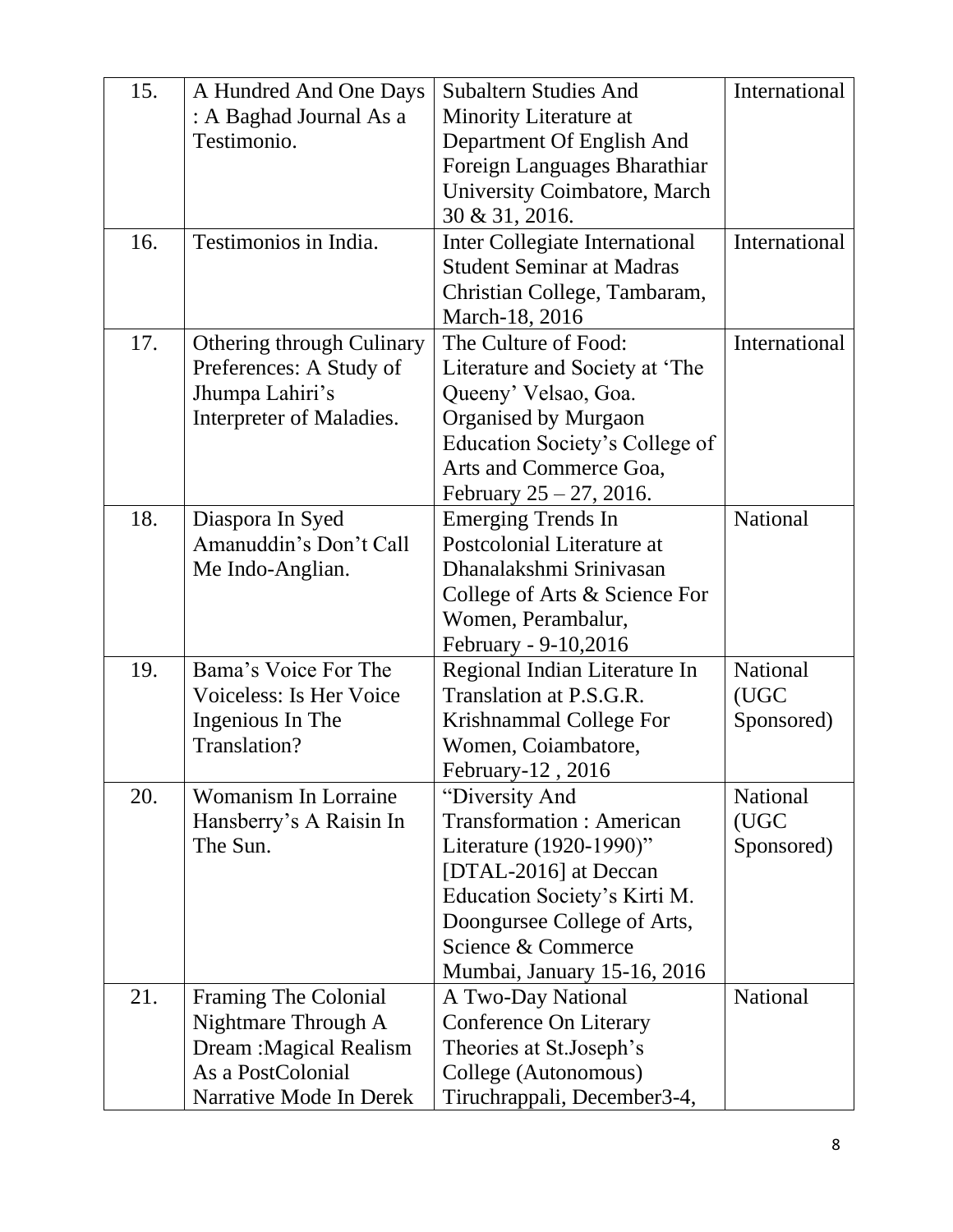| 15. | A Hundred And One Days : A Baghad Journal As a Testimonio. | Subaltern Studies And Minority Literature at Department Of English And Foreign Languages Bharathiar University Coimbatore, March 30 & 31, 2016. | International |
|---|---|---|---|
| 16. | Testimonios in India. | Inter Collegiate International Student Seminar at Madras Christian College, Tambaram, March-18, 2016 | International |
| 17. | Othering through Culinary Preferences: A Study of Jhumpa Lahiri's Interpreter of Maladies. | The Culture of Food: Literature and Society at 'The Queeny' Velsao, Goa. Organised by Murgaon Education Society's College of Arts and Commerce Goa, February 25 – 27, 2016. | International |
| 18. | Diaspora In Syed Amanuddin's Don't Call Me Indo-Anglian. | Emerging Trends In Postcolonial Literature at Dhanalakshmi Srinivasan College of Arts & Science For Women, Perambalur, February - 9-10,2016 | National |
| 19. | Bama's Voice For The Voiceless: Is Her Voice Ingenious In The Translation? | Regional Indian Literature In Translation at P.S.G.R. Krishnammal College For Women, Coiambatore, February-12 , 2016 | National (UGC Sponsored) |
| 20. | Womanism In Lorraine Hansberry's A Raisin In The Sun. | "Diversity And Transformation : American Literature (1920-1990)" [DTAL-2016] at Deccan Education Society's Kirti M. Doongursee College of Arts, Science & Commerce Mumbai, January 15-16, 2016 | National (UGC Sponsored) |
| 21. | Framing The Colonial Nightmare Through A Dream :Magical Realism As a PostColonial Narrative Mode In Derek | A Two-Day National Conference On Literary Theories at St.Joseph's College (Autonomous) Tiruchrappali, December3-4, | National |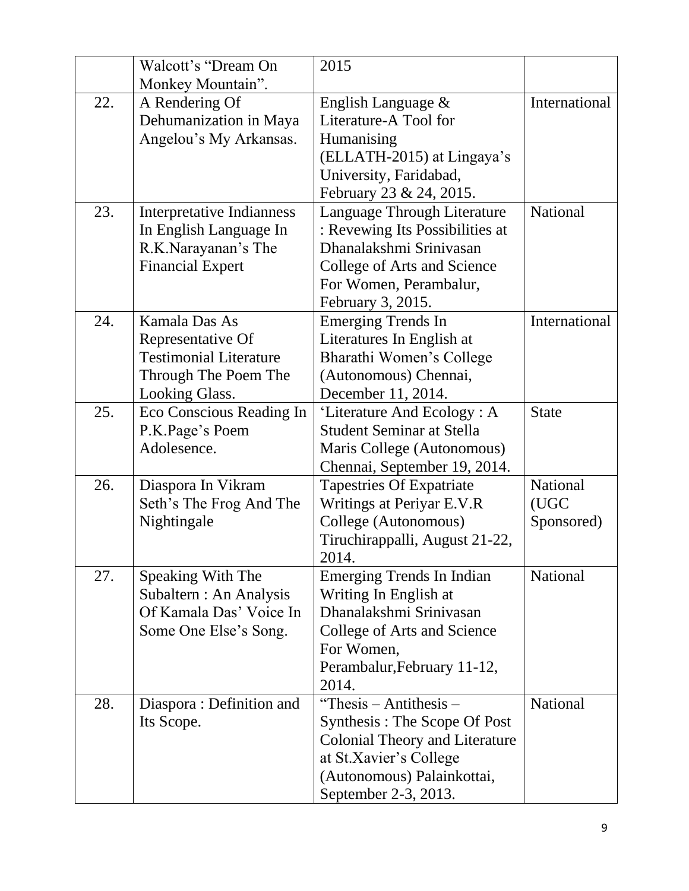|  | Walcott's "Dream On Monkey Mountain". | 2015 |  |
|---|---|---|---|
| 22. | A Rendering Of Dehumanization in Maya Angelou's My Arkansas. | English Language & Literature-A Tool for Humanising (ELLATH-2015) at Lingaya's University, Faridabad, February 23 & 24, 2015. | International |
| 23. | Interpretative Indianness In English Language In R.K.Narayanan's The Financial Expert | Language Through Literature : Revewing Its Possibilities at Dhanalakshmi Srinivasan College of Arts and Science For Women, Perambalur, February 3, 2015. | National |
| 24. | Kamala Das As Representative Of Testimonial Literature Through The Poem The Looking Glass. | Emerging Trends In Literatures In English at Bharathi Women's College (Autonomous) Chennai, December 11, 2014. | International |
| 25. | Eco Conscious Reading In P.K.Page's Poem Adolesence. | 'Literature And Ecology : A Student Seminar at Stella Maris College (Autonomous) Chennai, September 19, 2014. | State |
| 26. | Diaspora In Vikram Seth's The Frog And The Nightingale | Tapestries Of Expatriate Writings at Periyar E.V.R College (Autonomous) Tiruchirappalli, August 21-22, 2014. | National (UGC Sponsored) |
| 27. | Speaking With The Subaltern : An Analysis Of Kamala Das' Voice In Some One Else's Song. | Emerging Trends In Indian Writing In English at Dhanalakshmi Srinivasan College of Arts and Science For Women, Perambalur,February 11-12, 2014. | National |
| 28. | Diaspora : Definition and Its Scope. | "Thesis – Antithesis – Synthesis : The Scope Of Post Colonial Theory and Literature at St.Xavier's College (Autonomous) Palainkottai, September 2-3, 2013. | National |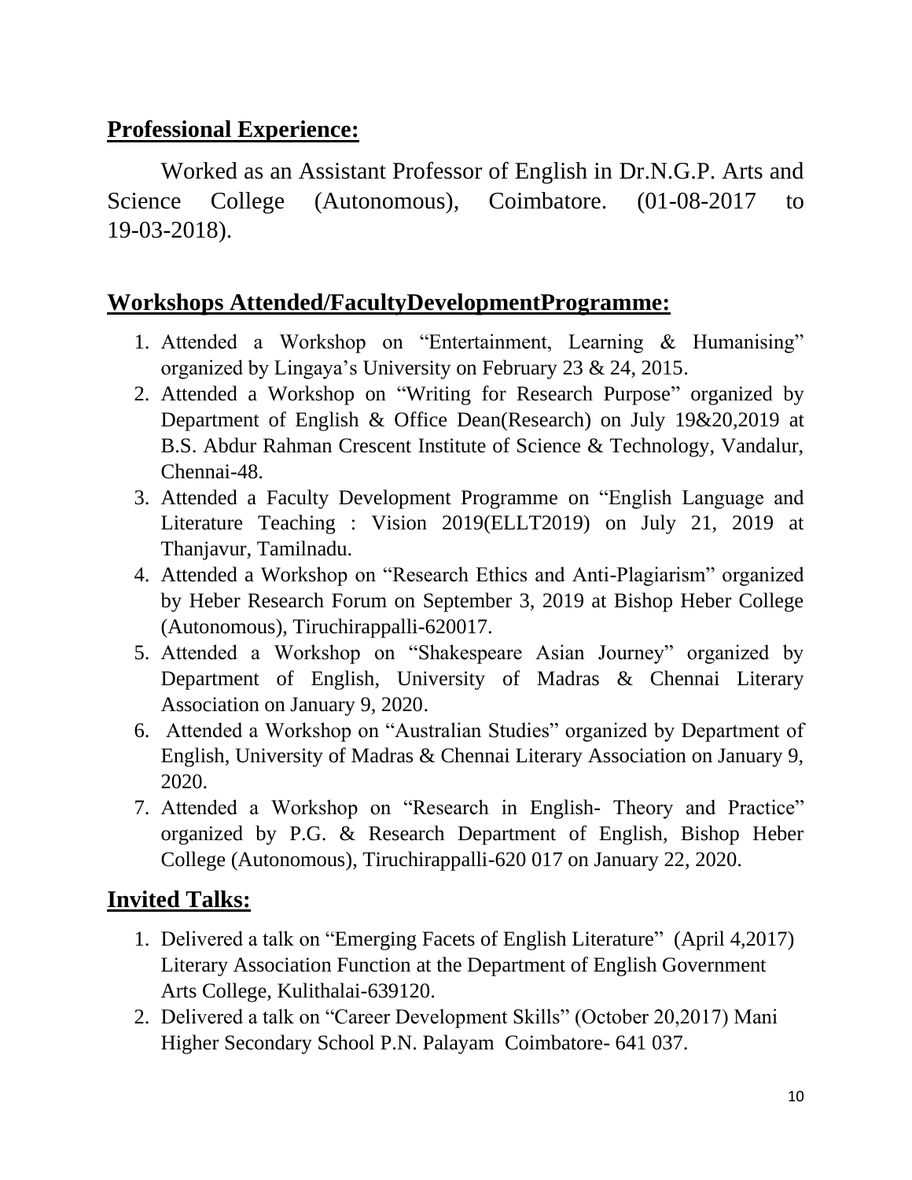## Professional Experience:

Worked as an Assistant Professor of English in Dr.N.G.P. Arts and Science College (Autonomous), Coimbatore. (01-08-2017 to 19-03-2018).

## Workshops Attended/FacultyDevelopmentProgramme:

1. Attended a Workshop on "Entertainment, Learning & Humanising" organized by Lingaya's University on February 23 & 24, 2015.
2. Attended a Workshop on "Writing for Research Purpose" organized by Department of English & Office Dean(Research) on July 19&20,2019 at B.S. Abdur Rahman Crescent Institute of Science & Technology, Vandalur, Chennai-48.
3. Attended a Faculty Development Programme on "English Language and Literature Teaching : Vision 2019(ELLT2019) on July 21, 2019 at Thanjavur, Tamilnadu.
4. Attended a Workshop on "Research Ethics and Anti-Plagiarism" organized by Heber Research Forum on September 3, 2019 at Bishop Heber College (Autonomous), Tiruchirappalli-620017.
5. Attended a Workshop on "Shakespeare Asian Journey" organized by Department of English, University of Madras & Chennai Literary Association on January 9, 2020.
6. Attended a Workshop on "Australian Studies" organized by Department of English, University of Madras & Chennai Literary Association on January 9, 2020.
7. Attended a Workshop on "Research in English- Theory and Practice" organized by P.G. & Research Department of English, Bishop Heber College (Autonomous), Tiruchirappalli-620 017 on January 22, 2020.

## Invited Talks:

1. Delivered a talk on "Emerging Facets of English Literature" (April 4,2017) Literary Association Function at the Department of English Government Arts College, Kulithalai-639120.
2. Delivered a talk on "Career Development Skills" (October 20,2017) Mani Higher Secondary School P.N. Palayam Coimbatore- 641 037.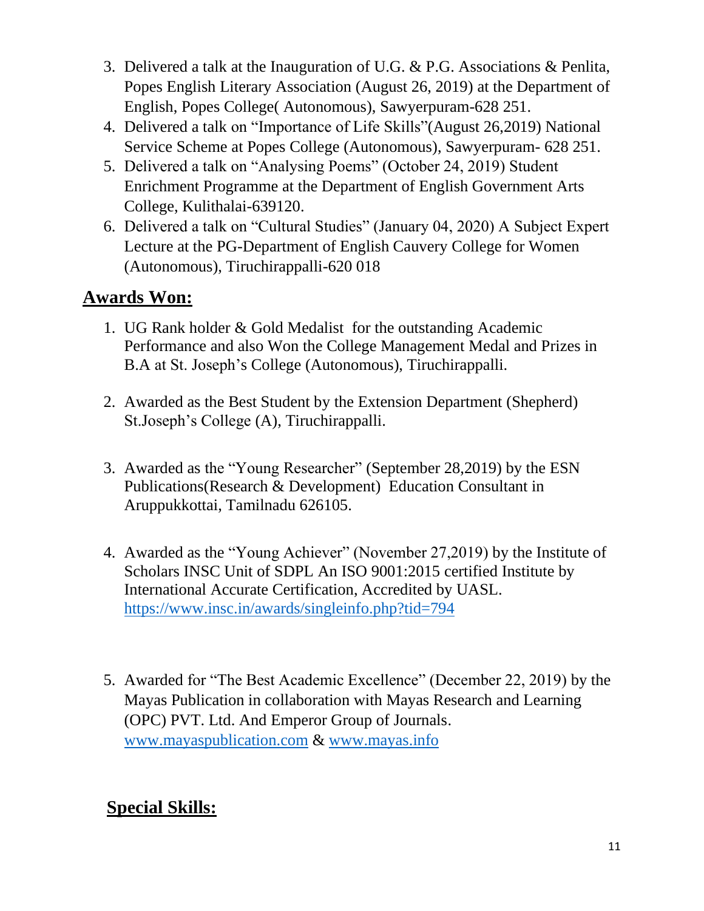3. Delivered a talk at the Inauguration of U.G. & P.G. Associations & Penlita, Popes English Literary Association (August 26, 2019) at the Department of English, Popes College( Autonomous), Sawyerpuram-628 251.
4. Delivered a talk on "Importance of Life Skills"(August 26,2019) National Service Scheme at Popes College (Autonomous), Sawyerpuram- 628 251.
5. Delivered a talk on "Analysing Poems" (October 24, 2019) Student Enrichment Programme at the Department of English Government Arts College, Kulithalai-639120.
6. Delivered a talk on "Cultural Studies" (January 04, 2020) A Subject Expert Lecture at the PG-Department of English Cauvery College for Women (Autonomous), Tiruchirappalli-620 018

## Awards Won:

1. UG Rank holder & Gold Medalist for the outstanding Academic Performance and also Won the College Management Medal and Prizes in B.A at St. Joseph's College (Autonomous), Tiruchirappalli.

2. Awarded as the Best Student by the Extension Department (Shepherd) St.Joseph's College (A), Tiruchirappalli.

3. Awarded as the "Young Researcher" (September 28,2019) by the ESN Publications(Research & Development) Education Consultant in Aruppukkottai, Tamilnadu 626105.

4. Awarded as the "Young Achiever" (November 27,2019) by the Institute of Scholars INSC Unit of SDPL An ISO 9001:2015 certified Institute by International Accurate Certification, Accredited by UASL. https://www.insc.in/awards/singleinfo.php?tid=794

5. Awarded for "The Best Academic Excellence" (December 22, 2019) by the Mayas Publication in collaboration with Mayas Research and Learning (OPC) PVT. Ltd. And Emperor Group of Journals. www.mayaspublication.com & www.mayas.info

## Special Skills: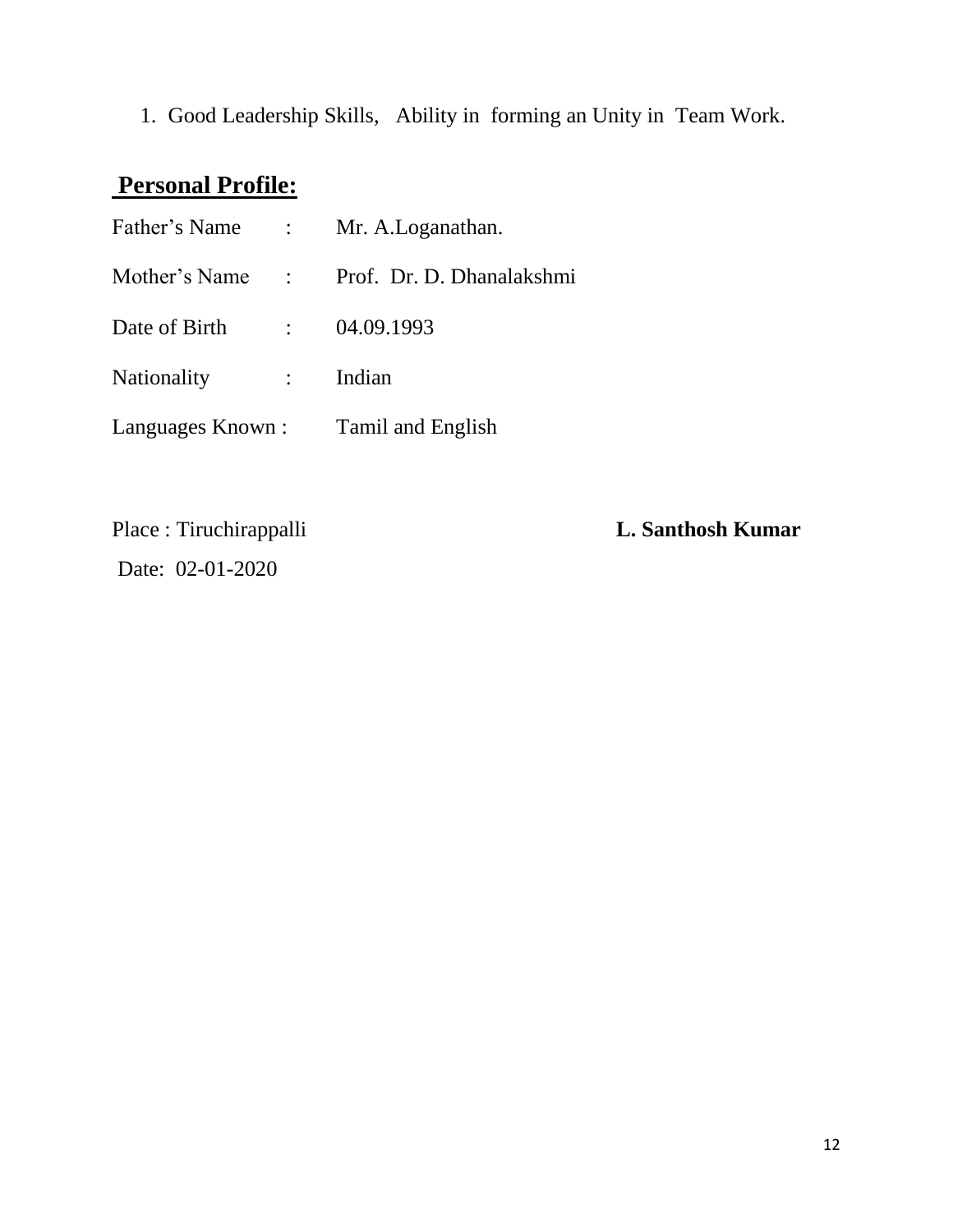1. Good Leadership Skills, Ability in forming an Unity in Team Work.

## Personal Profile:

| | | |
|---|---|---|
| Father's Name | : | Mr. A.Loganathan. |
| Mother's Name | : | Prof. Dr. D. Dhanalakshmi |
| Date of Birth | : | 04.09.1993 |
| Nationality | : | Indian |
| Languages Known | : | Tamil and English |

Place : Tiruchirappalli

Date: 02-01-2020

**L. Santhosh Kumar**